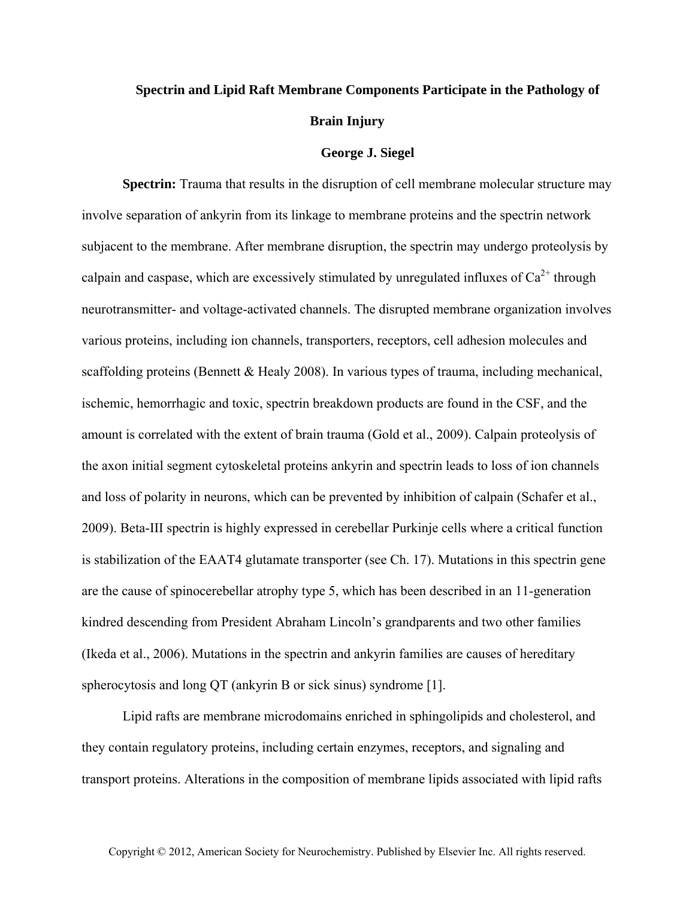# Spectrin and Lipid Raft Membrane Components Participate in the Pathology of Brain Injury

**George J. Siegel**

**Spectrin:** Trauma that results in the disruption of cell membrane molecular structure may involve separation of ankyrin from its linkage to membrane proteins and the spectrin network subjacent to the membrane. After membrane disruption, the spectrin may undergo proteolysis by calpain and caspase, which are excessively stimulated by unregulated influxes of $Ca^{2+}$ through neurotransmitter- and voltage-activated channels. The disrupted membrane organization involves various proteins, including ion channels, transporters, receptors, cell adhesion molecules and scaffolding proteins (Bennett & Healy 2008). In various types of trauma, including mechanical, ischemic, hemorrhagic and toxic, spectrin breakdown products are found in the CSF, and the amount is correlated with the extent of brain trauma (Gold et al., 2009). Calpain proteolysis of the axon initial segment cytoskeletal proteins ankyrin and spectrin leads to loss of ion channels and loss of polarity in neurons, which can be prevented by inhibition of calpain (Schafer et al., 2009). Beta-III spectrin is highly expressed in cerebellar Purkinje cells where a critical function is stabilization of the EAAT4 glutamate transporter (see Ch. 17). Mutations in this spectrin gene are the cause of spinocerebellar atrophy type 5, which has been described in an 11-generation kindred descending from President Abraham Lincoln's grandparents and two other families (Ikeda et al., 2006). Mutations in the spectrin and ankyrin families are causes of hereditary spherocytosis and long QT (ankyrin B or sick sinus) syndrome [1].

Lipid rafts are membrane microdomains enriched in sphingolipids and cholesterol, and they contain regulatory proteins, including certain enzymes, receptors, and signaling and transport proteins. Alterations in the composition of membrane lipids associated with lipid rafts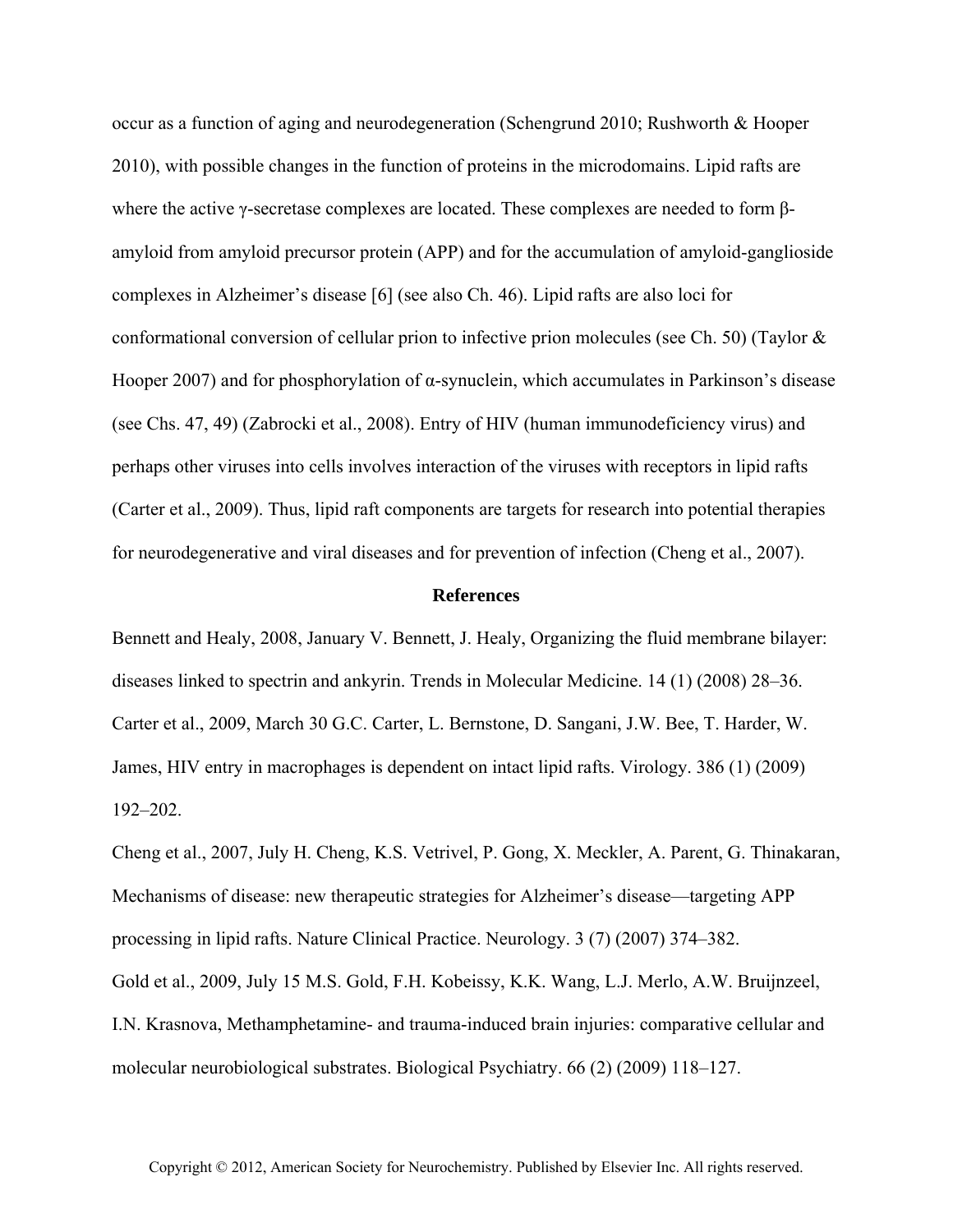occur as a function of aging and neurodegeneration (Schengrund 2010; Rushworth & Hooper 2010), with possible changes in the function of proteins in the microdomains. Lipid rafts are where the active γ-secretase complexes are located. These complexes are needed to form β-amyloid from amyloid precursor protein (APP) and for the accumulation of amyloid-ganglioside complexes in Alzheimer's disease [6] (see also Ch. 46). Lipid rafts are also loci for conformational conversion of cellular prion to infective prion molecules (see Ch. 50) (Taylor & Hooper 2007) and for phosphorylation of α-synuclein, which accumulates in Parkinson's disease (see Chs. 47, 49) (Zabrocki et al., 2008). Entry of HIV (human immunodeficiency virus) and perhaps other viruses into cells involves interaction of the viruses with receptors in lipid rafts (Carter et al., 2009). Thus, lipid raft components are targets for research into potential therapies for neurodegenerative and viral diseases and for prevention of infection (Cheng et al., 2007).

## References

Bennett and Healy, 2008, January V. Bennett, J. Healy, Organizing the fluid membrane bilayer: diseases linked to spectrin and ankyrin. Trends in Molecular Medicine. 14 (1) (2008) 28–36.

Carter et al., 2009, March 30 G.C. Carter, L. Bernstone, D. Sangani, J.W. Bee, T. Harder, W. James, HIV entry in macrophages is dependent on intact lipid rafts. Virology. 386 (1) (2009) 192–202.

Cheng et al., 2007, July H. Cheng, K.S. Vetrivel, P. Gong, X. Meckler, A. Parent, G. Thinakaran, Mechanisms of disease: new therapeutic strategies for Alzheimer's disease—targeting APP processing in lipid rafts. Nature Clinical Practice. Neurology. 3 (7) (2007) 374–382.

Gold et al., 2009, July 15 M.S. Gold, F.H. Kobeissy, K.K. Wang, L.J. Merlo, A.W. Bruijnzeel, I.N. Krasnova, Methamphetamine- and trauma-induced brain injuries: comparative cellular and molecular neurobiological substrates. Biological Psychiatry. 66 (2) (2009) 118–127.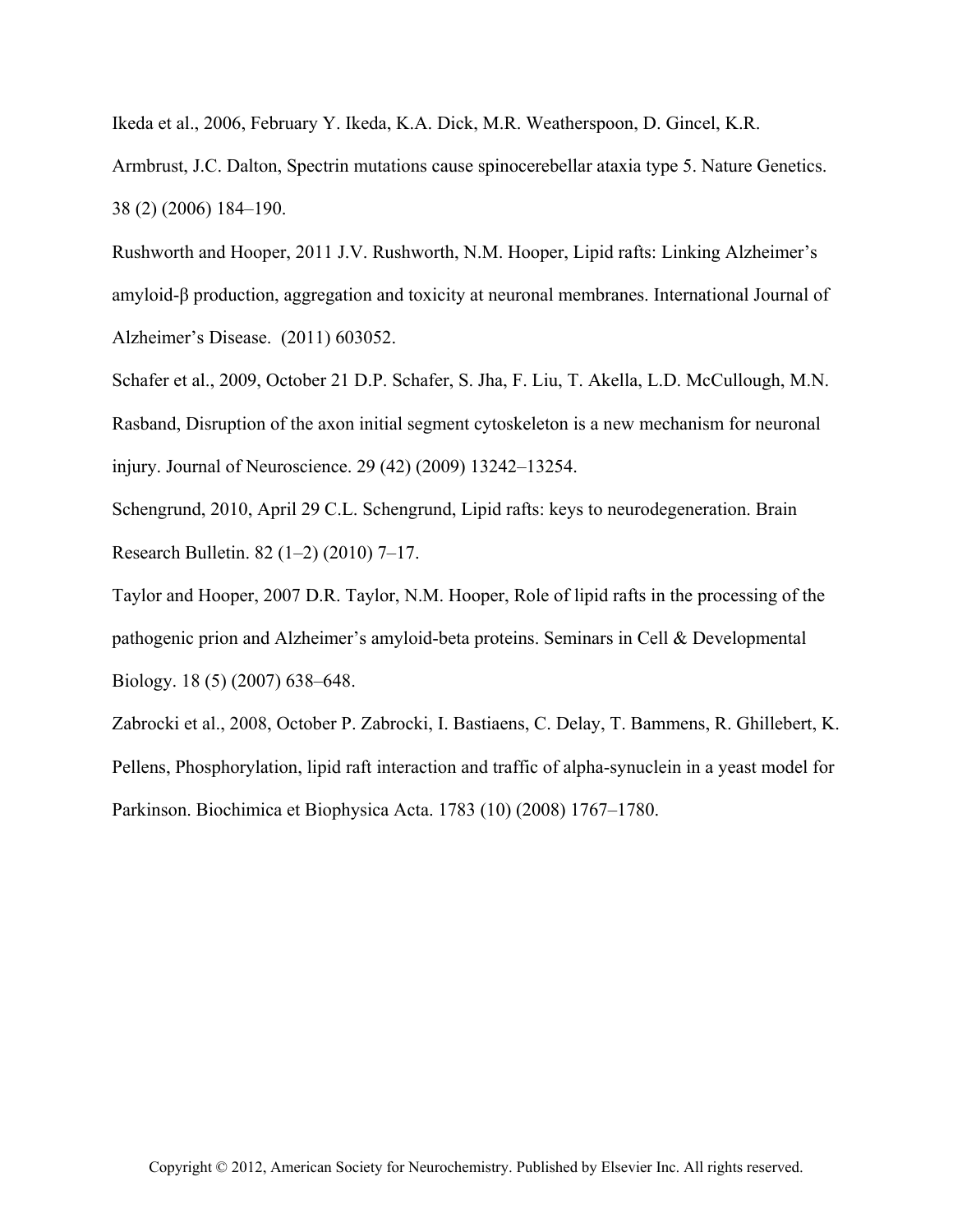Ikeda et al., 2006, February Y. Ikeda, K.A. Dick, M.R. Weatherspoon, D. Gincel, K.R. Armbrust, J.C. Dalton, Spectrin mutations cause spinocerebellar ataxia type 5. Nature Genetics. 38 (2) (2006) 184–190.

Rushworth and Hooper, 2011 J.V. Rushworth, N.M. Hooper, Lipid rafts: Linking Alzheimer's amyloid-β production, aggregation and toxicity at neuronal membranes. International Journal of Alzheimer's Disease. (2011) 603052.

Schafer et al., 2009, October 21 D.P. Schafer, S. Jha, F. Liu, T. Akella, L.D. McCullough, M.N. Rasband, Disruption of the axon initial segment cytoskeleton is a new mechanism for neuronal injury. Journal of Neuroscience. 29 (42) (2009) 13242–13254.

Schengrund, 2010, April 29 C.L. Schengrund, Lipid rafts: keys to neurodegeneration. Brain Research Bulletin. 82 (1–2) (2010) 7–17.

Taylor and Hooper, 2007 D.R. Taylor, N.M. Hooper, Role of lipid rafts in the processing of the pathogenic prion and Alzheimer's amyloid-beta proteins. Seminars in Cell & Developmental Biology. 18 (5) (2007) 638–648.

Zabrocki et al., 2008, October P. Zabrocki, I. Bastiaens, C. Delay, T. Bammens, R. Ghillebert, K. Pellens, Phosphorylation, lipid raft interaction and traffic of alpha-synuclein in a yeast model for Parkinson. Biochimica et Biophysica Acta. 1783 (10) (2008) 1767–1780.

Copyright © 2012, American Society for Neurochemistry. Published by Elsevier Inc. All rights reserved.